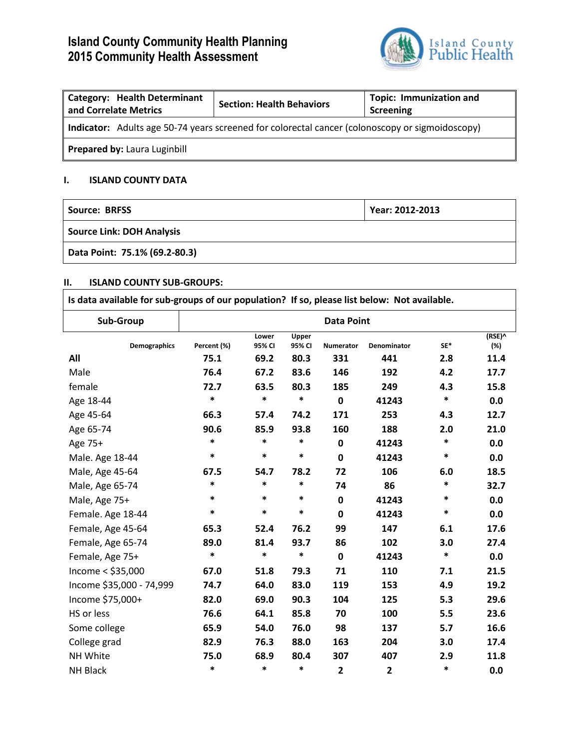# Island County Community Health Planning
# 2015 Community Health Assessment

Island County Public Health

| **Category: Health Determinant and Correlate Metrics** | **Section: Health Behaviors** | **Topic: Immunization and Screening** |
|---|---|---|
| **Indicator:** Adults age 50-74 years screened for colorectal cancer (colonoscopy or sigmoidoscopy) | | |
| **Prepared by:** Laura Luginbill | | |

## I. ISLAND COUNTY DATA

| **Source: BRFSS** | **Year: 2012-2013** |
|---|---|
| **Source Link: DOH Analysis** | |
| **Data Point: 75.1% (69.2-80.3)** | |

## II. ISLAND COUNTY SUB-GROUPS:

**Is data available for sub-groups of our population? If so, please list below: Not available.**

| Sub-Group | Data Point | | | | | | |
|---|---|---|---|---|---|---|---|
| **Demographics** | **Percent (%)** | **Lower 95% CI** | **Upper 95% CI** | **Numerator** | **Denominator** | **SE*** | **(RSE)^ (%)** |
| **All** | **75.1** | **69.2** | **80.3** | **331** | **441** | **2.8** | **11.4** |
| Male | **76.4** | **67.2** | **83.6** | **146** | **192** | **4.2** | **17.7** |
| female | **72.7** | **63.5** | **80.3** | **185** | **249** | **4.3** | **15.8** |
| Age 18-44 | * | * | * | **0** | **41243** | * | **0.0** |
| Age 45-64 | **66.3** | **57.4** | **74.2** | **171** | **253** | **4.3** | **12.7** |
| Age 65-74 | **90.6** | **85.9** | **93.8** | **160** | **188** | **2.0** | **21.0** |
| Age 75+ | * | * | * | **0** | **41243** | * | **0.0** |
| Male. Age 18-44 | * | * | * | **0** | **41243** | * | **0.0** |
| Male, Age 45-64 | **67.5** | **54.7** | **78.2** | **72** | **106** | **6.0** | **18.5** |
| Male, Age 65-74 | * | * | * | **74** | **86** | * | **32.7** |
| Male, Age 75+ | * | * | * | **0** | **41243** | * | **0.0** |
| Female. Age 18-44 | * | * | * | **0** | **41243** | * | **0.0** |
| Female, Age 45-64 | **65.3** | **52.4** | **76.2** | **99** | **147** | **6.1** | **17.6** |
| Female, Age 65-74 | **89.0** | **81.4** | **93.7** | **86** | **102** | **3.0** | **27.4** |
| Female, Age 75+ | * | * | * | **0** | **41243** | * | **0.0** |
| Income < $35,000 | **67.0** | **51.8** | **79.3** | **71** | **110** | **7.1** | **21.5** |
| Income $35,000 - 74,999 | **74.7** | **64.0** | **83.0** | **119** | **153** | **4.9** | **19.2** |
| Income $75,000+ | **82.0** | **69.0** | **90.3** | **104** | **125** | **5.3** | **29.6** |
| HS or less | **76.6** | **64.1** | **85.8** | **70** | **100** | **5.5** | **23.6** |
| Some college | **65.9** | **54.0** | **76.0** | **98** | **137** | **5.7** | **16.6** |
| College grad | **82.9** | **76.3** | **88.0** | **163** | **204** | **3.0** | **17.4** |
| NH White | **75.0** | **68.9** | **80.4** | **307** | **407** | **2.9** | **11.8** |
| NH Black | * | * | * | **2** | **2** | * | **0.0** |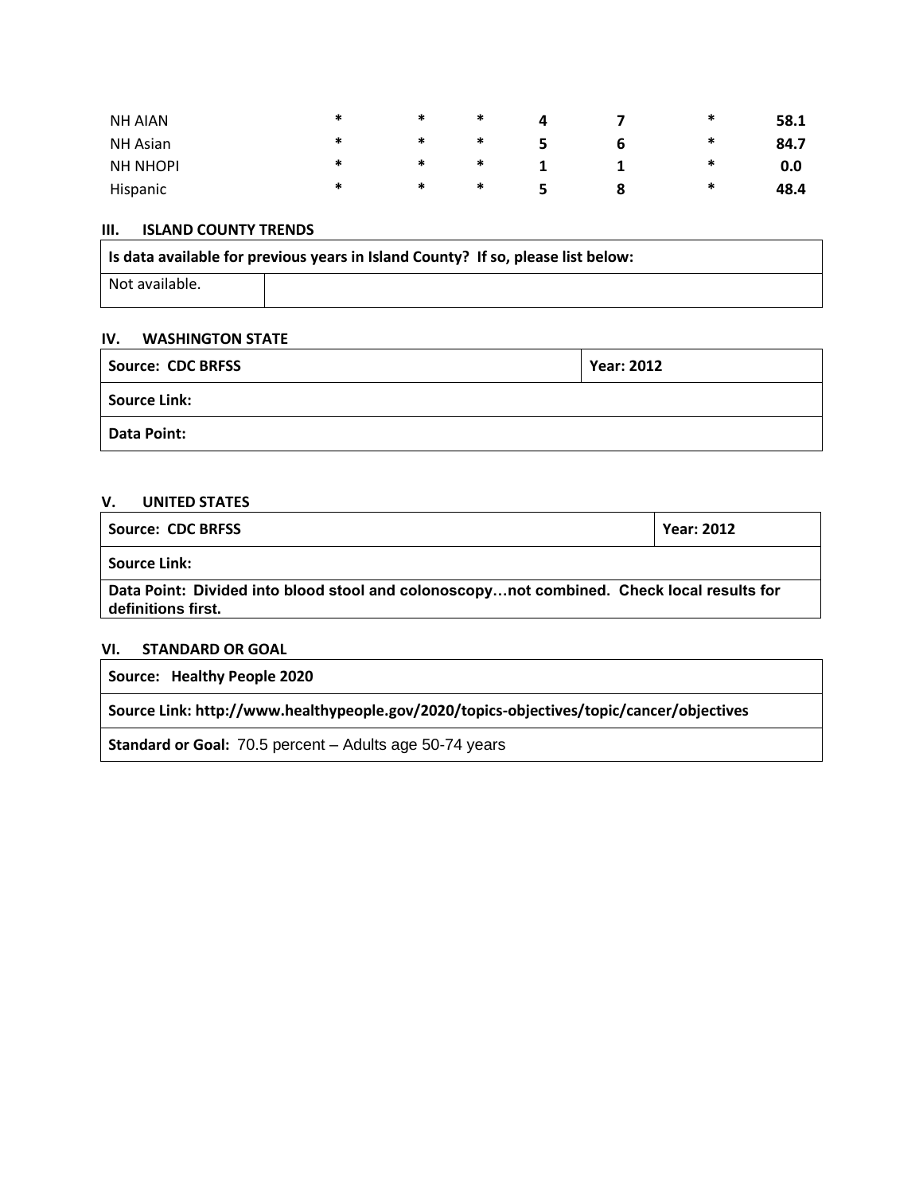| | | | | | | | |
|---|---|---|---|---|---|---|---|
| NH AIAN | * | * | * | **4** | **7** | * | **58.1** |
| NH Asian | * | * | * | **5** | **6** | * | **84.7** |
| NH NHOPI | * | * | * | **1** | **1** | * | **0.0** |
| Hispanic | * | * | * | **5** | **8** | * | **48.4** |

### III. ISLAND COUNTY TRENDS

| **Is data available for previous years in Island County? If so, please list below:** | |
|---|---|
| Not available. | |

### IV. WASHINGTON STATE

| **Source: CDC BRFSS** | **Year: 2012** |
|---|---|
| **Source Link:** | |
| **Data Point:** | |

### V. UNITED STATES

| **Source: CDC BRFSS** | **Year: 2012** |
|---|---|
| **Source Link:** | |
| **Data Point: Divided into blood stool and colonoscopy…not combined. Check local results for definitions first.** | |

### VI. STANDARD OR GOAL

| **Source: Healthy People 2020** |
|---|
| **Source Link: http://www.healthypeople.gov/2020/topics-objectives/topic/cancer/objectives** |
| **Standard or Goal:** 70.5 percent – Adults age 50-74 years |